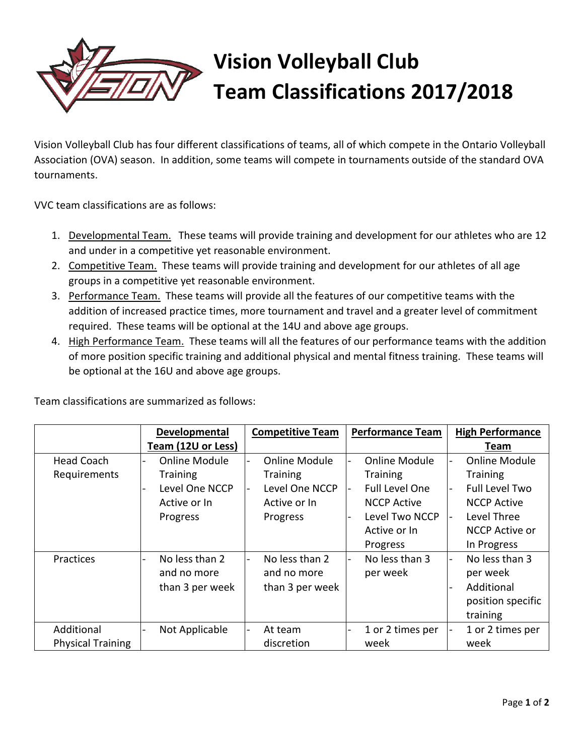# Vision Volleyball Club
# Team Classifications 2017/2018

Vision Volleyball Club has four different classifications of teams, all of which compete in the Ontario Volleyball Association (OVA) season. In addition, some teams will compete in tournaments outside of the standard OVA tournaments.

VVC team classifications are as follows:

1. Developmental Team. These teams will provide training and development for our athletes who are 12 and under in a competitive yet reasonable environment.
2. Competitive Team. These teams will provide training and development for our athletes of all age groups in a competitive yet reasonable environment.
3. Performance Team. These teams will provide all the features of our competitive teams with the addition of increased practice times, more tournament and travel and a greater level of commitment required. These teams will be optional at the 14U and above age groups.
4. High Performance Team. These teams will all the features of our performance teams with the addition of more position specific training and additional physical and mental fitness training. These teams will be optional at the 16U and above age groups.

Team classifications are summarized as follows:

| | **Developmental Team (12U or Less)** | **Competitive Team** | **Performance Team** | **High Performance Team** |
|---|---|---|---|---|
| Head Coach Requirements | - Online Module Training<br>- Level One NCCP Active or In Progress | - Online Module Training<br>- Level One NCCP Active or In Progress | - Online Module Training<br>- Full Level One NCCP Active<br>- Level Two NCCP Active or In Progress | - Online Module Training<br>- Full Level Two NCCP Active<br>- Level Three NCCP Active or In Progress |
| Practices | - No less than 2 and no more than 3 per week | - No less than 2 and no more than 3 per week | - No less than 3 per week | - No less than 3 per week<br>- Additional position specific training |
| Additional Physical Training | - Not Applicable | - At team discretion | - 1 or 2 times per week | - 1 or 2 times per week |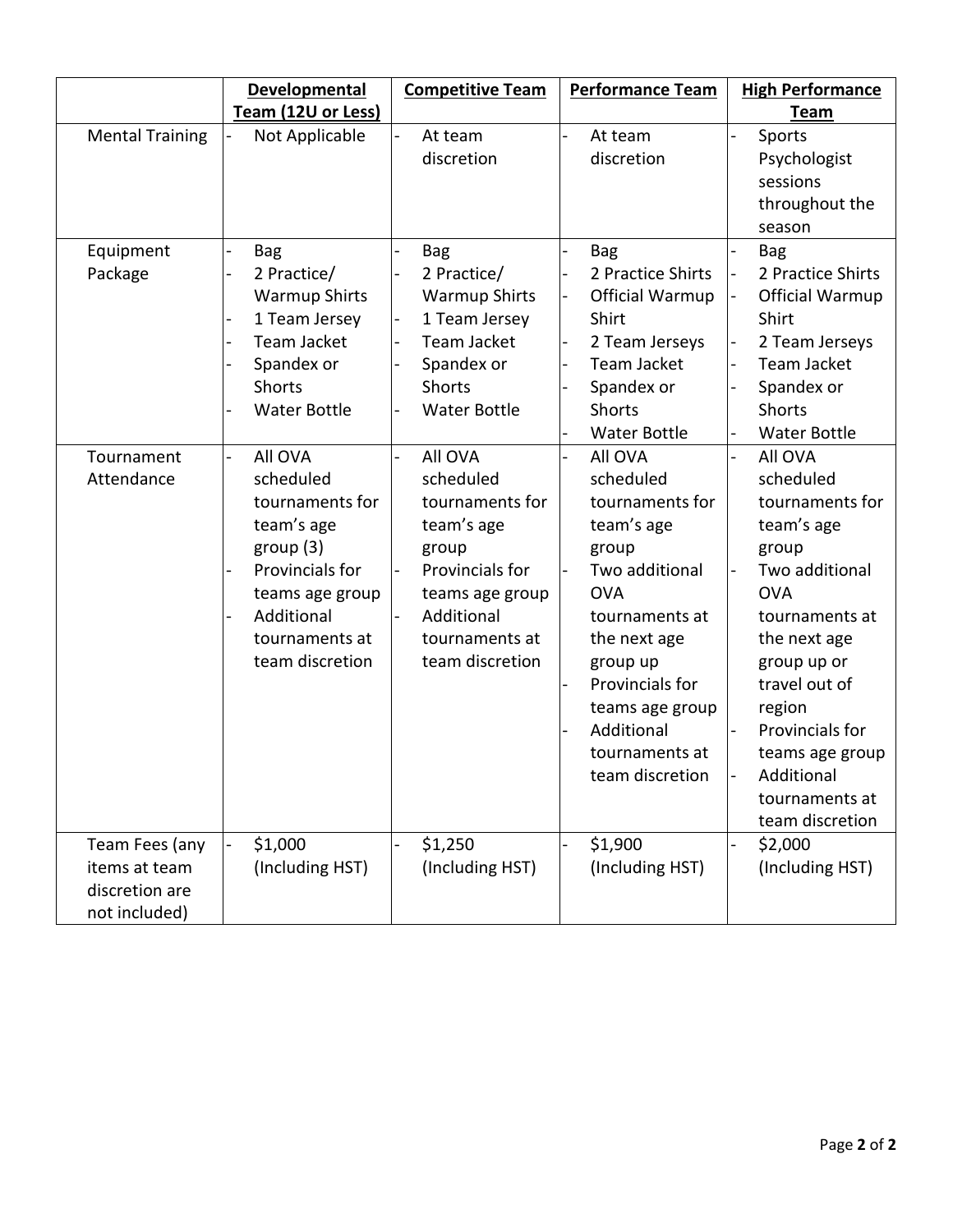| | **Developmental Team (12U or Less)** | **Competitive Team** | **Performance Team** | **High Performance Team** |
|---|---|---|---|---|
| Mental Training | - Not Applicable | - At team discretion | - At team discretion | - Sports Psychologist sessions throughout the season |
| Equipment Package | - Bag<br>- 2 Practice/ Warmup Shirts<br>- 1 Team Jersey<br>- Team Jacket<br>- Spandex or Shorts<br>- Water Bottle | - Bag<br>- 2 Practice/ Warmup Shirts<br>- 1 Team Jersey<br>- Team Jacket<br>- Spandex or Shorts<br>- Water Bottle | - Bag<br>- 2 Practice Shirts<br>- Official Warmup Shirt<br>- 2 Team Jerseys<br>- Team Jacket<br>- Spandex or Shorts<br>- Water Bottle | - Bag<br>- 2 Practice Shirts<br>- Official Warmup Shirt<br>- 2 Team Jerseys<br>- Team Jacket<br>- Spandex or Shorts<br>- Water Bottle |
| Tournament Attendance | - All OVA scheduled tournaments for team's age group (3)<br>- Provincials for teams age group<br>- Additional tournaments at team discretion | - All OVA scheduled tournaments for team's age group<br>- Provincials for teams age group<br>- Additional tournaments at team discretion | - All OVA scheduled tournaments for team's age group<br>- Two additional OVA tournaments at the next age group up<br>- Provincials for teams age group<br>- Additional tournaments at team discretion | - All OVA scheduled tournaments for team's age group<br>- Two additional OVA tournaments at the next age group up or travel out of region<br>- Provincials for teams age group<br>- Additional tournaments at team discretion |
| Team Fees (any items at team discretion are not included) | - $1,000 (Including HST) | - $1,250 (Including HST) | - $1,900 (Including HST) | - $2,000 (Including HST) |